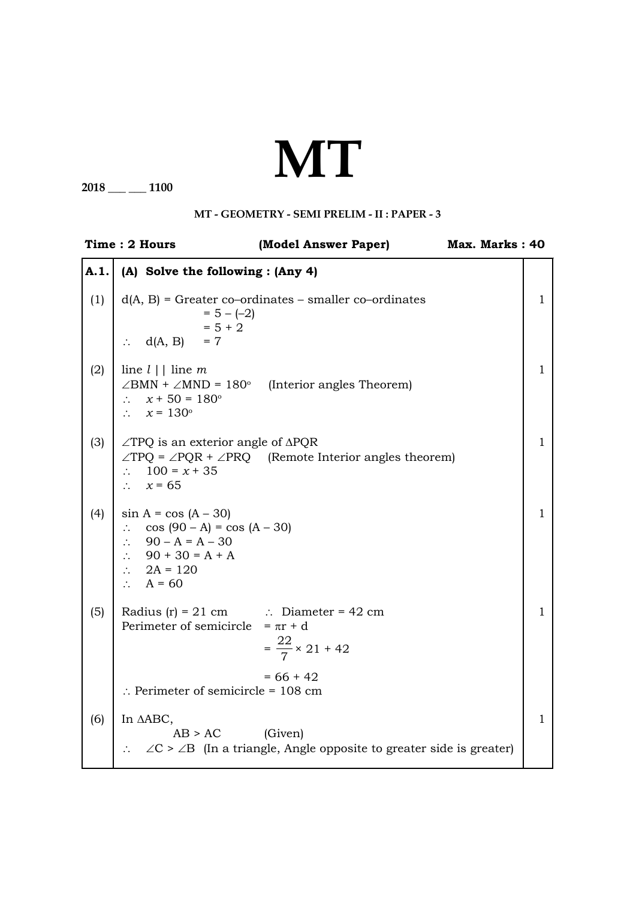# MT

**2018 ___ ___ 1100**

**MT - GEOMETRY - SEMI PRELIM - II : PAPER - 3**

**Time : 2 Hours** **(Model Answer Paper)** **Max. Marks : 40**

| | | |
|---|---|---|
| **A.1.** | **(A) Solve the following : (Any 4)** | |
| (1) | d(A, B) = Greater co–ordinates – smaller co–ordinates<br>$= 5 - (-2)$<br>$= 5 + 2$<br>$\therefore$ d(A, B) $= 7$ | 1 |
| (2) | line $l$ \|\| line $m$<br>$\angle BMN + \angle MND = 180^\circ$ (Interior angles Theorem)<br>$\therefore \; x + 50 = 180^\circ$<br>$\therefore \; x = 130^\circ$ | 1 |
| (3) | $\angle TPQ$ is an exterior angle of $\Delta PQR$<br>$\angle TPQ = \angle PQR + \angle PRQ$ (Remote Interior angles theorem)<br>$\therefore \; 100 = x + 35$<br>$\therefore \; x = 65$ | 1 |
| (4) | $\sin A = \cos (A - 30)$<br>$\therefore \; \cos (90 - A) = \cos (A - 30)$<br>$\therefore \; 90 - A = A - 30$<br>$\therefore \; 90 + 30 = A + A$<br>$\therefore \; 2A = 120$<br>$\therefore \; A = 60$ | 1 |
| (5) | Radius (r) = 21 cm $\therefore$ Diameter = 42 cm<br>Perimeter of semicircle $= \pi r + d$<br>$= \frac{22}{7} \times 21 + 42$<br>$= 66 + 42$<br>$\therefore$ Perimeter of semicircle = 108 cm | 1 |
| (6) | In $\Delta ABC$,<br>$AB > AC$ (Given)<br>$\therefore \; \angle C > \angle B$ (In a triangle, Angle opposite to greater side is greater) | 1 |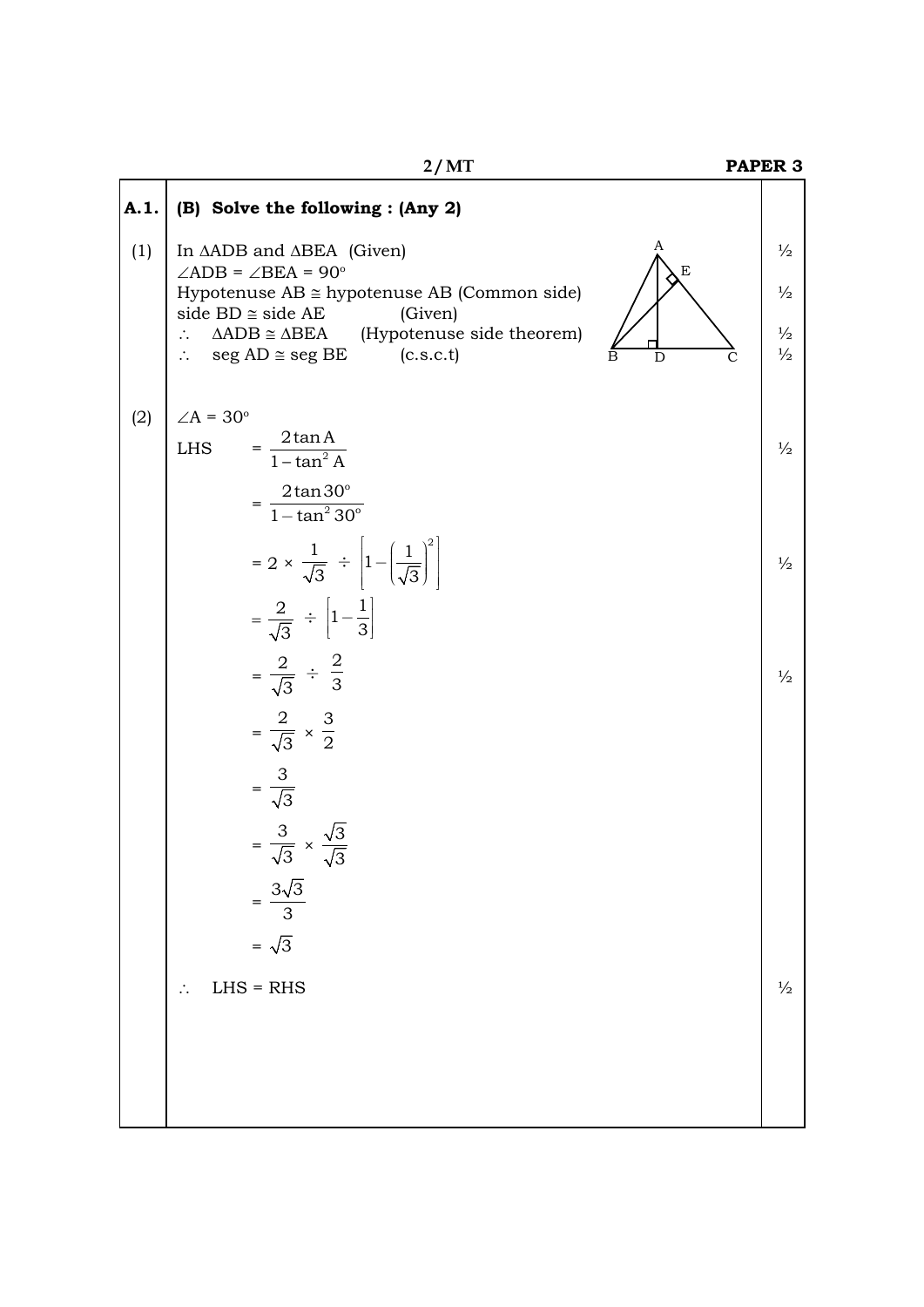**A.1.** **(B) Solve the following : (Any 2)**

(1) In $\Delta$ADB and $\Delta$BEA (Given) ½

$\angle$ADB = $\angle$BEA = 90° 

Hypotenuse AB $\cong$ hypotenuse AB (Common side) ½

side BD $\cong$ side AE (Given)

$\therefore$ $\Delta$ADB $\cong$ $\Delta$BEA (Hypotenuse side theorem) ½

$\therefore$ seg AD $\cong$ seg BE (c.s.c.t) ½

(2) $\angle$A = 30°

$$\text{LHS} = \frac{2\tan A}{1-\tan^2 A} \quad \text{½}$$

$$= \frac{2\tan 30^\circ}{1-\tan^2 30^\circ}$$

$$= 2 \times \frac{1}{\sqrt{3}} \div \left[1-\left(\frac{1}{\sqrt{3}}\right)^2\right] \quad \text{½}$$

$$= \frac{2}{\sqrt{3}} \div \left[1-\frac{1}{3}\right]$$

$$= \frac{2}{\sqrt{3}} \div \frac{2}{3} \quad \text{½}$$

$$= \frac{2}{\sqrt{3}} \times \frac{3}{2}$$

$$= \frac{3}{\sqrt{3}}$$

$$= \frac{3}{\sqrt{3}} \times \frac{\sqrt{3}}{\sqrt{3}}$$

$$= \frac{3\sqrt{3}}{3}$$

$$= \sqrt{3}$$

$\therefore$ LHS = RHS ½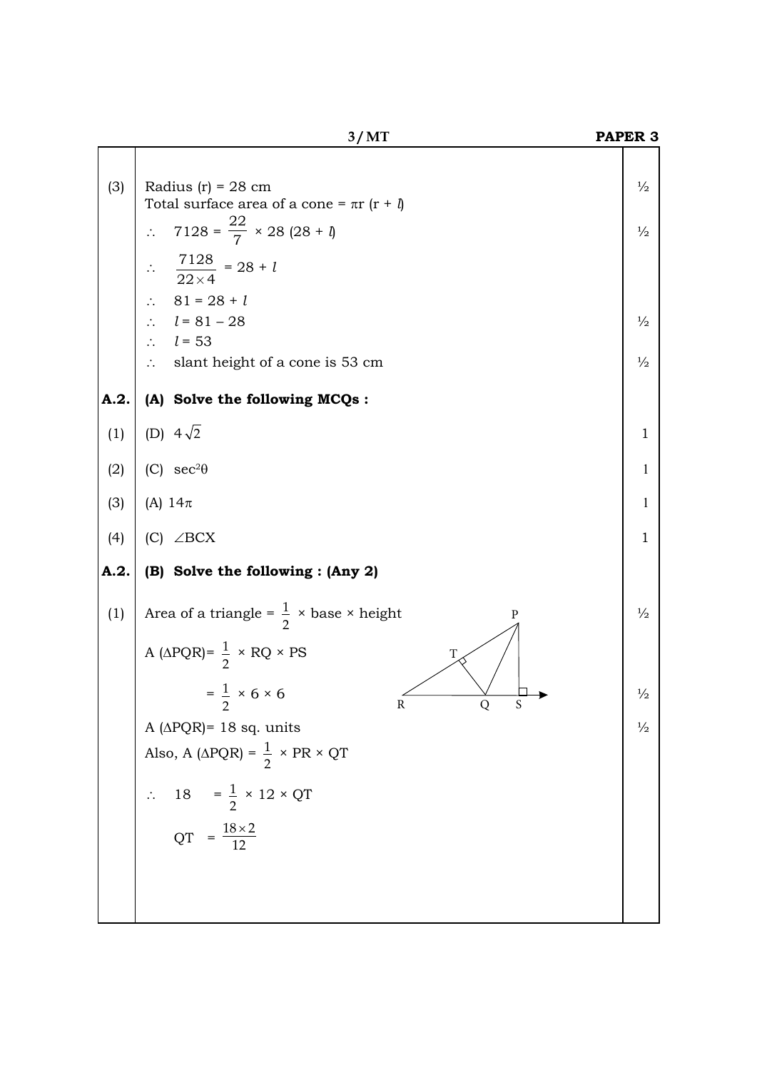(3) Radius (r) = 28 cm ½

Total surface area of a cone = $\pi r (r + l)$

$\therefore \quad 7128 = \frac{22}{7} \times 28 \, (28 + l)$ ½

$\therefore \quad \frac{7128}{22 \times 4} = 28 + l$

$\therefore \quad 81 = 28 + l$

$\therefore \quad l = 81 - 28$ ½

$\therefore \quad l = 53$

$\therefore$ slant height of a cone is 53 cm ½

**A.2. (A) Solve the following MCQs :**

(1) (D) $4\sqrt{2}$ 1

(2) (C) $\sec^2\theta$ 1

(3) (A) $14\pi$ 1

(4) (C) $\angle BCX$ 1

**A.2. (B) Solve the following : (Any 2)**

(1) Area of a triangle = $\frac{1}{2}$ × base × height ½

A ($\Delta$PQR)= $\frac{1}{2}$ × RQ × PS

$= \frac{1}{2} \times 6 \times 6$ ½

A ($\Delta$PQR)= 18 sq. units ½

Also, A ($\Delta$PQR) = $\frac{1}{2}$ × PR × QT

$\therefore \quad 18 = \frac{1}{2} \times 12 \times QT$

$QT = \frac{18 \times 2}{12}$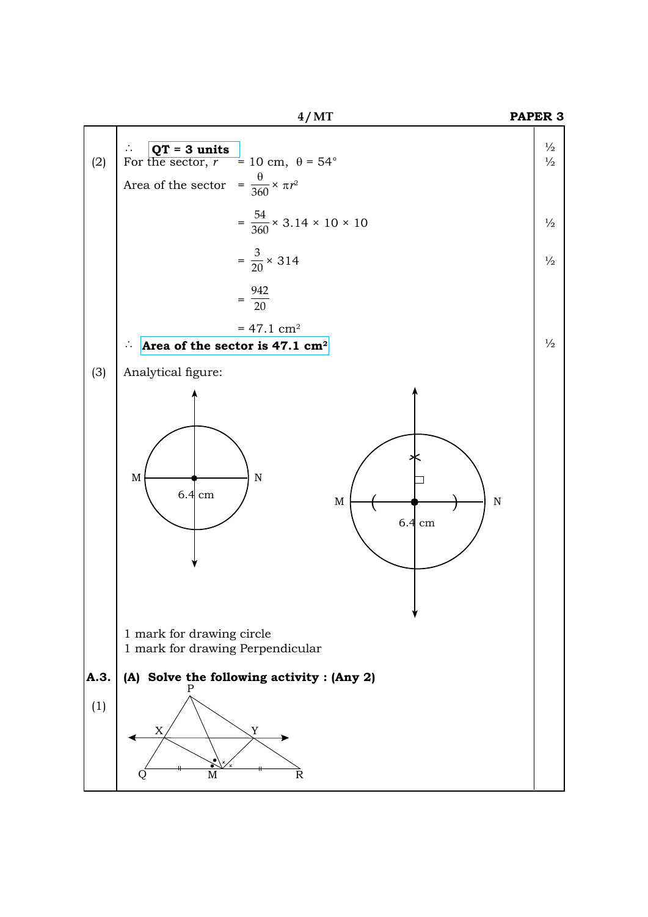∴ **QT = 3 units** ½

(2) For the sector, $r$ = 10 cm, $\theta = 54°$ ½

Area of the sector $= \dfrac{\theta}{360} \times \pi r^2$

$= \dfrac{54}{360} \times 3.14 \times 10 \times 10$ ½

$= \dfrac{3}{20} \times 314$ ½

$= \dfrac{942}{20}$

$= 47.1 \text{ cm}^2$

∴ **Area of the sector is 47.1 cm²** ½

(3) Analytical figure:

1 mark for drawing circle
1 mark for drawing Perpendicular

**A.3. (A) Solve the following activity : (Any 2)**

(1)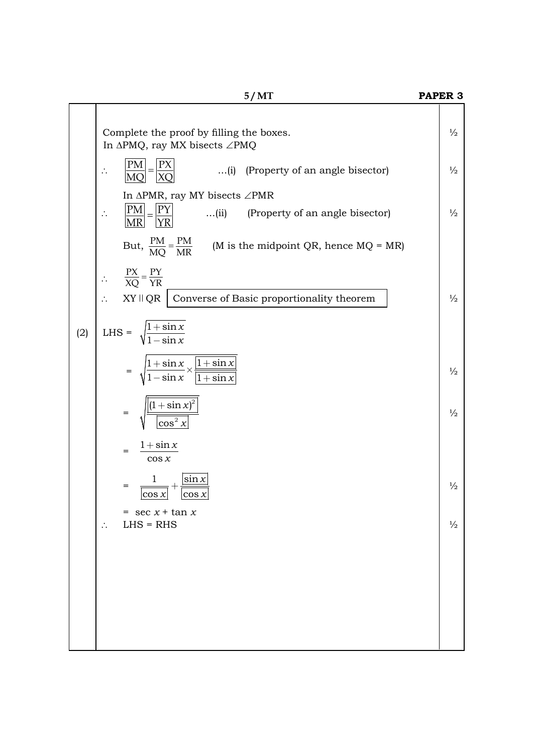Complete the proof by filling the boxes. ½

In $\Delta$PMQ, ray MX bisects $\angle$PMQ

$\therefore \quad \boxed{\frac{PM}{MQ}} = \boxed{\frac{PX}{XQ}}$ ...(i) (Property of an angle bisector) ½

In $\Delta$PMR, ray MY bisects $\angle$PMR

$\therefore \quad \boxed{\frac{PM}{MR}} = \boxed{\frac{PY}{YR}}$ ...(ii) (Property of an angle bisector) ½

But, $\frac{PM}{MQ} = \frac{PM}{MR}$ (M is the midpoint QR, hence MQ = MR)

$\therefore \quad \frac{PX}{XQ} = \frac{PY}{YR}$

$\therefore \quad XY \parallel QR$ $\boxed{\text{Converse of Basic proportionality theorem}}$ ½

(2) LHS = $\sqrt{\frac{1+\sin x}{1-\sin x}}$

$= \sqrt{\frac{1+\sin x}{1-\sin x} \times \frac{\boxed{1+\sin x}}{\boxed{1+\sin x}}}$ ½

$= \sqrt{\frac{\boxed{(1+\sin x)^2}}{\boxed{\cos^2 x}}}$ ½

$= \frac{1+\sin x}{\cos x}$

$= \frac{1}{\boxed{\cos x}} + \frac{\boxed{\sin x}}{\boxed{\cos x}}$ ½

$= \sec x + \tan x$

$\therefore \quad$ LHS = RHS ½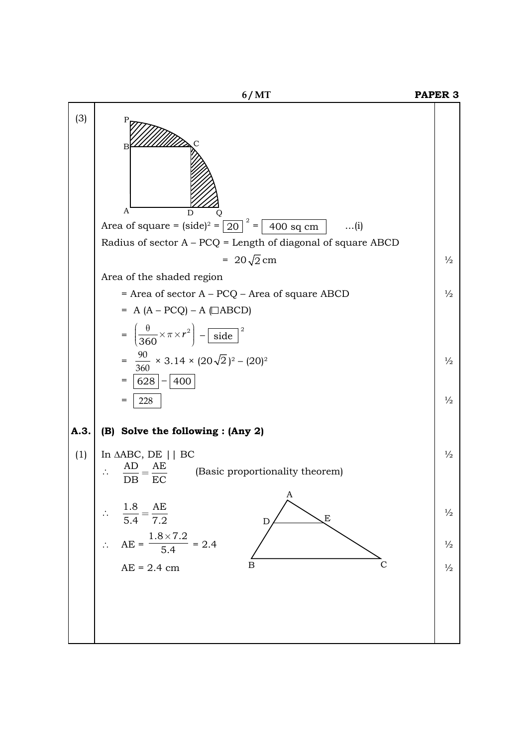(3)

Area of square = (side)$^2$ = $\boxed{20}^2$ = $\boxed{400 \text{ sq cm}}$ ...(i)

Radius of sector A – PCQ = Length of diagonal of square ABCD

= $20\sqrt{2}$ cm ½

Area of the shaded region

= Area of sector A – PCQ – Area of square ABCD ½

= A (A – PCQ) – A (□ABCD)

= $\left(\frac{\theta}{360} \times \pi \times r^2\right) - \boxed{\text{side}}^2$

= $\frac{90}{360} \times 3.14 \times (20\sqrt{2})^2 - (20)^2$ ½

= $\boxed{628} - \boxed{400}$

= $\boxed{228}$ ½

**A.3. (B) Solve the following : (Any 2)**

(1) In $\Delta$ABC, DE || BC ½

$\therefore \quad \frac{AD}{DB} = \frac{AE}{EC}$ (Basic proportionality theorem)

$\therefore \quad \frac{1.8}{5.4} = \frac{AE}{7.2}$ ½

$\therefore \quad AE = \frac{1.8 \times 7.2}{5.4} = 2.4$ ½

AE = 2.4 cm ½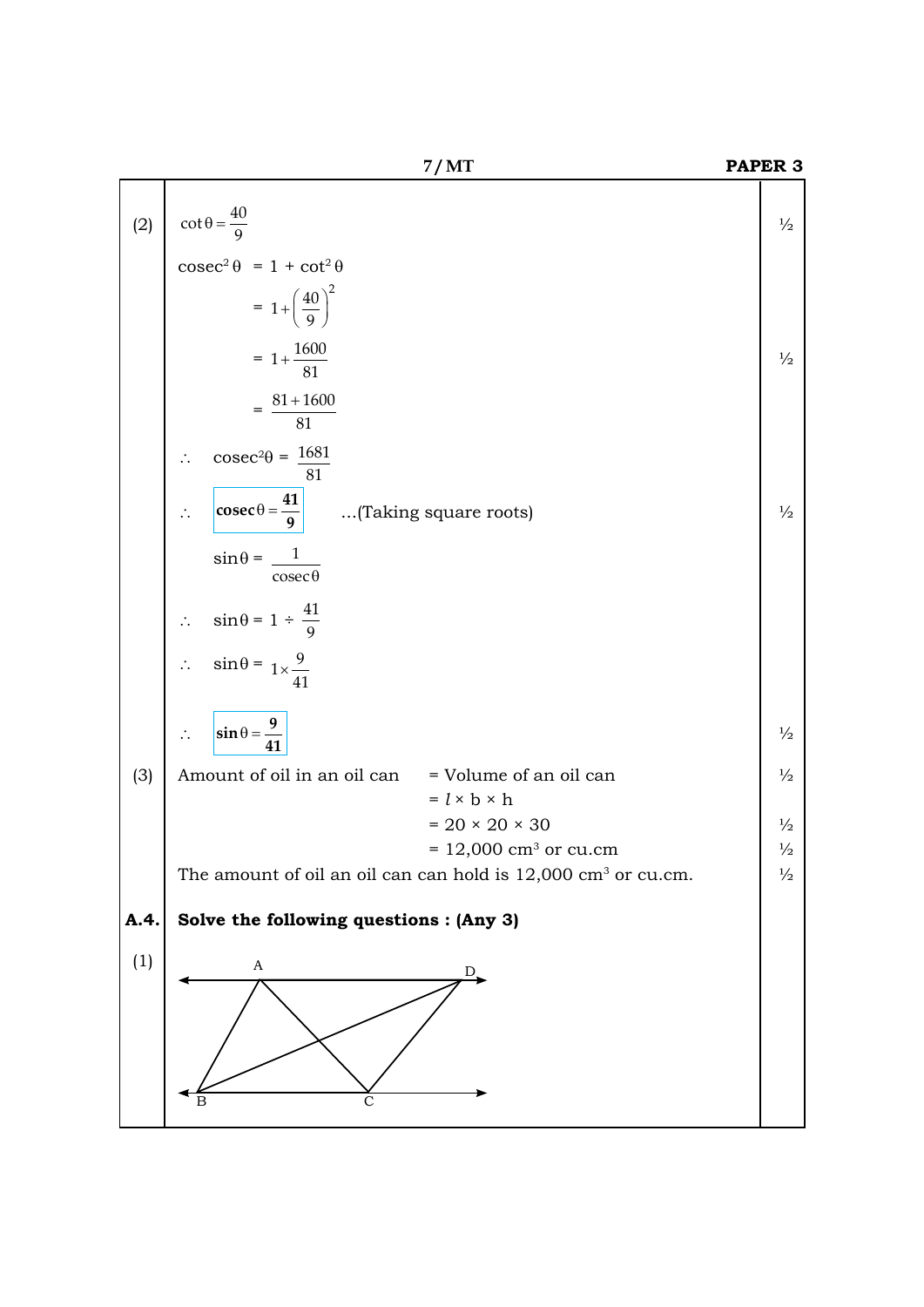(2) $\cot\theta = \dfrac{40}{9}$ ½

$\text{cosec}^2\theta = 1 + \cot^2\theta$

$= 1 + \left(\dfrac{40}{9}\right)^2$

$= 1 + \dfrac{1600}{81}$ ½

$= \dfrac{81 + 1600}{81}$

$\therefore \quad \text{cosec}^2\theta = \dfrac{1681}{81}$

$\therefore \quad \boxed{\textbf{cosec}\,\theta = \dfrac{41}{9}}$ ...(Taking square roots) ½

$\sin\theta = \dfrac{1}{\text{cosec}\,\theta}$

$\therefore \quad \sin\theta = 1 \div \dfrac{41}{9}$

$\therefore \quad \sin\theta = 1 \times \dfrac{9}{41}$

$\therefore \quad \boxed{\sin\theta = \dfrac{9}{41}}$ ½

(3) Amount of oil in an oil can = Volume of an oil can ½

= $l \times b \times h$

= $20 \times 20 \times 30$ ½

= $12{,}000$ cm$^3$ or cu.cm ½

The amount of oil an oil can can hold is $12{,}000$ cm$^3$ or cu.cm. ½

**A.4. Solve the following questions : (Any 3)**

(1)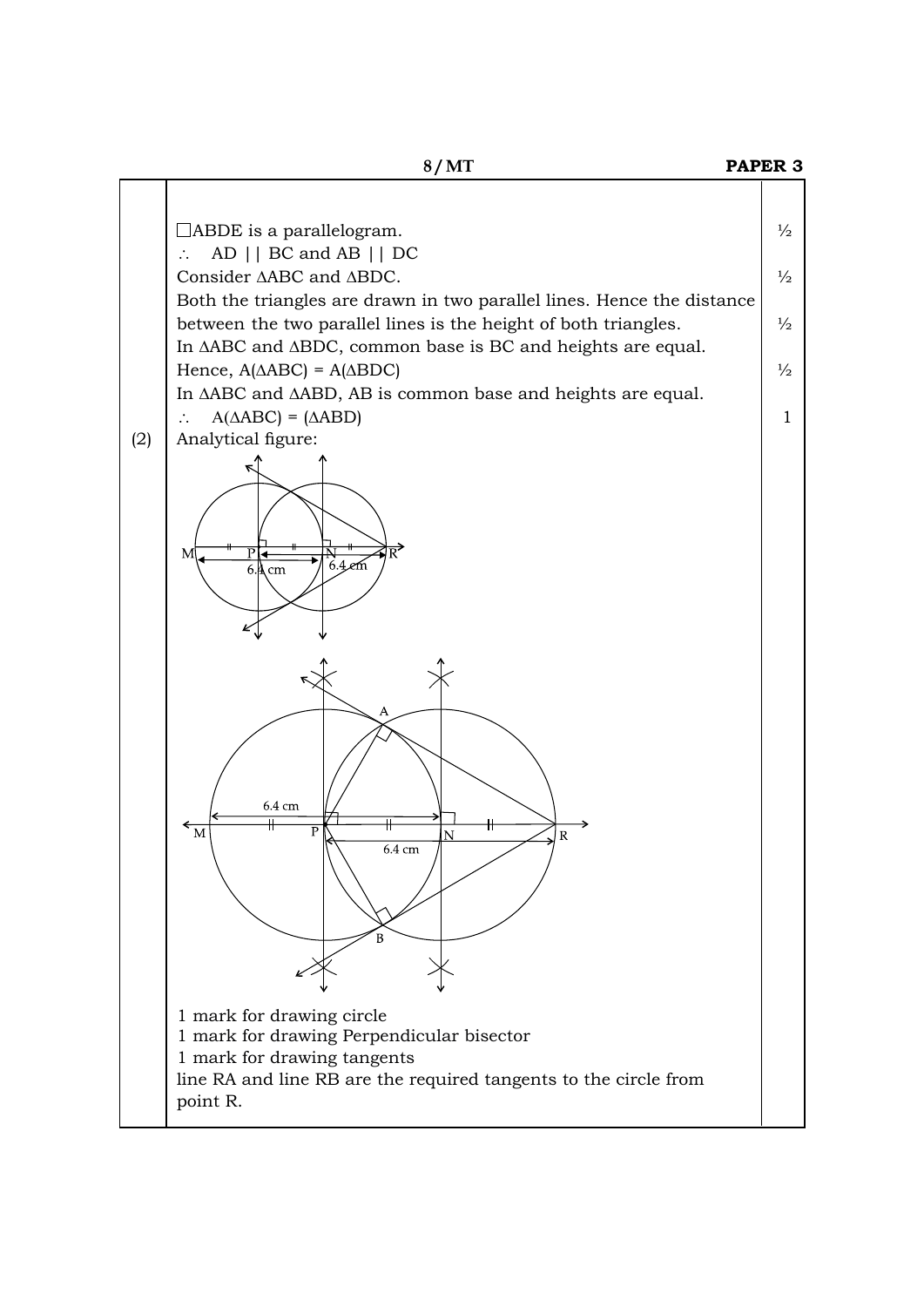| | | |
|---|---|---|
| | □ABDE is a parallelogram. | ½ |
| | $\therefore$ AD \|\| BC and AB \|\| DC | |
| | Consider ΔABC and ΔBDC. | ½ |
| | Both the triangles are drawn in two parallel lines. Hence the distance between the two parallel lines is the height of both triangles. | ½ |
| | In ΔABC and ΔBDC, common base is BC and heights are equal. | |
| | Hence, A(ΔABC) = A(ΔBDC) | ½ |
| | In ΔABC and ΔABD, AB is common base and heights are equal. | |
| | $\therefore$ A(ΔABC) = (ΔABD) | 1 |
| (2) | Analytical figure: | |

1 mark for drawing circle

1 mark for drawing Perpendicular bisector

1 mark for drawing tangents

line RA and line RB are the required tangents to the circle from point R.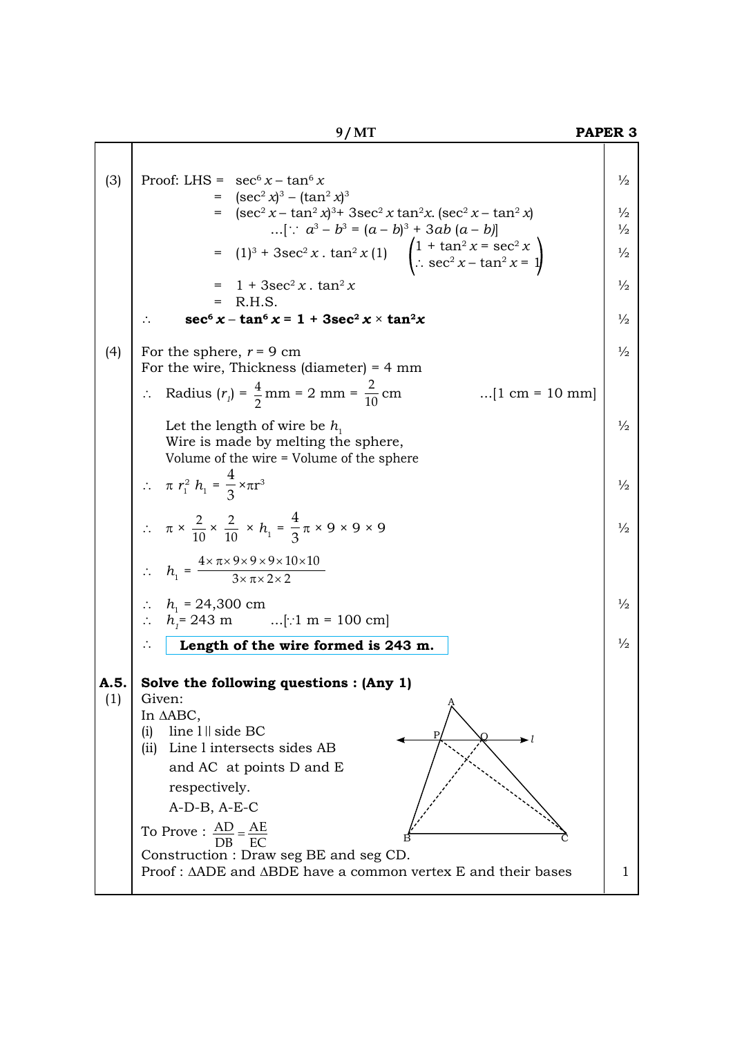(3) Proof: LHS = $\sec^6 x - \tan^6 x$ ½

$= (\sec^2 x)^3 - (\tan^2 x)^3$

$= (\sec^2 x - \tan^2 x)^3 + 3\sec^2 x \tan^2 x . (\sec^2 x - \tan^2 x)$ ½

...[$\because$ $a^3 - b^3 = (a - b)^3 + 3ab(a - b)$] ½

$= (1)^3 + 3\sec^2 x . \tan^2 x (1)$ $\quad \begin{pmatrix} 1 + \tan^2 x = \sec^2 x \\ \therefore \sec^2 x - \tan^2 x = 1 \end{pmatrix}$ ½

$= 1 + 3\sec^2 x . \tan^2 x$ ½

= R.H.S.

$\therefore$ **$\sec^6 x - \tan^6 x = 1 + 3\sec^2 x \times \tan^2 x$** ½

(4) For the sphere, $r = 9$ cm ½

For the wire, Thickness (diameter) = 4 mm

$\therefore$ Radius $(r_1) = \dfrac{4}{2}$ mm = 2 mm = $\dfrac{2}{10}$ cm ...[1 cm = 10 mm]

Let the length of wire be $h_1$ ½

Wire is made by melting the sphere,

Volume of the wire = Volume of the sphere

$\therefore \quad \pi r_1^2 h_1 = \dfrac{4}{3} \times \pi r^3$ ½

$\therefore \quad \pi \times \dfrac{2}{10} \times \dfrac{2}{10} \times h_1 = \dfrac{4}{3}\pi \times 9 \times 9 \times 9$ ½

$\therefore \quad h_1 = \dfrac{4 \times \pi \times 9 \times 9 \times 9 \times 10 \times 10}{3 \times \pi \times 2 \times 2}$

$\therefore \quad h_1 = 24{,}300$ cm ½

$\therefore \quad h_1 = 243$ m ...[$\because$1 m = 100 cm]

$\therefore$ **Length of the wire formed is 243 m.** ½

**A.5. Solve the following questions : (Any 1)**

(1) Given:

In $\Delta$ABC,

(i) line l || side BC

(ii) Line l intersects sides AB and AC at points D and E respectively.

A-D-B, A-E-C

To Prove : $\dfrac{AD}{DB} = \dfrac{AE}{EC}$

Construction : Draw seg BE and seg CD.

Proof : $\Delta$ADE and $\Delta$BDE have a common vertex E and their bases 1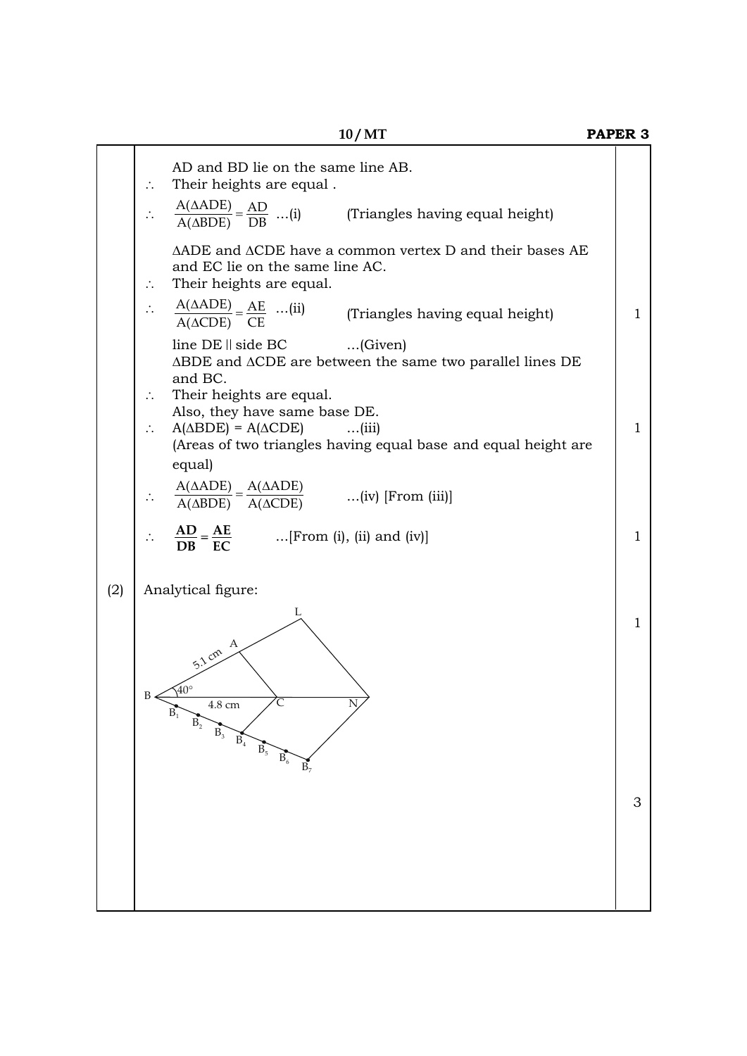AD and BD lie on the same line AB.

$\therefore$ Their heights are equal .

$\therefore$ $\dfrac{A(\Delta ADE)}{A(\Delta BDE)} = \dfrac{AD}{DB}$ ...(i) (Triangles having equal height)

$\Delta$ADE and $\Delta$CDE have a common vertex D and their bases AE and EC lie on the same line AC.

$\therefore$ Their heights are equal.

$\therefore$ $\dfrac{A(\Delta ADE)}{A(\Delta CDE)} = \dfrac{AE}{CE}$ ...(ii) (Triangles having equal height) — 1

line DE $\parallel$ side BC ...(Given)

$\Delta$BDE and $\Delta$CDE are between the same two parallel lines DE and BC.

$\therefore$ Their heights are equal.

Also, they have same base DE.

$\therefore$ A($\Delta$BDE) = A($\Delta$CDE) ...(iii) — 1

(Areas of two triangles having equal base and equal height are equal)

$\therefore$ $\dfrac{A(\Delta ADE)}{A(\Delta BDE)} = \dfrac{A(\Delta ADE)}{A(\Delta CDE)}$ ...(iv) [From (iii)]

$\therefore$ $\mathbf{\dfrac{AD}{DB} = \dfrac{AE}{EC}}$ ...[From (i), (ii) and (iv)] — 1

(2) Analytical figure: — 1

(Figure: B, A, L, C, N, $B_1$–$B_7$; BA = 5.1 cm, BC = 4.8 cm, $\angle$B = 40°)

3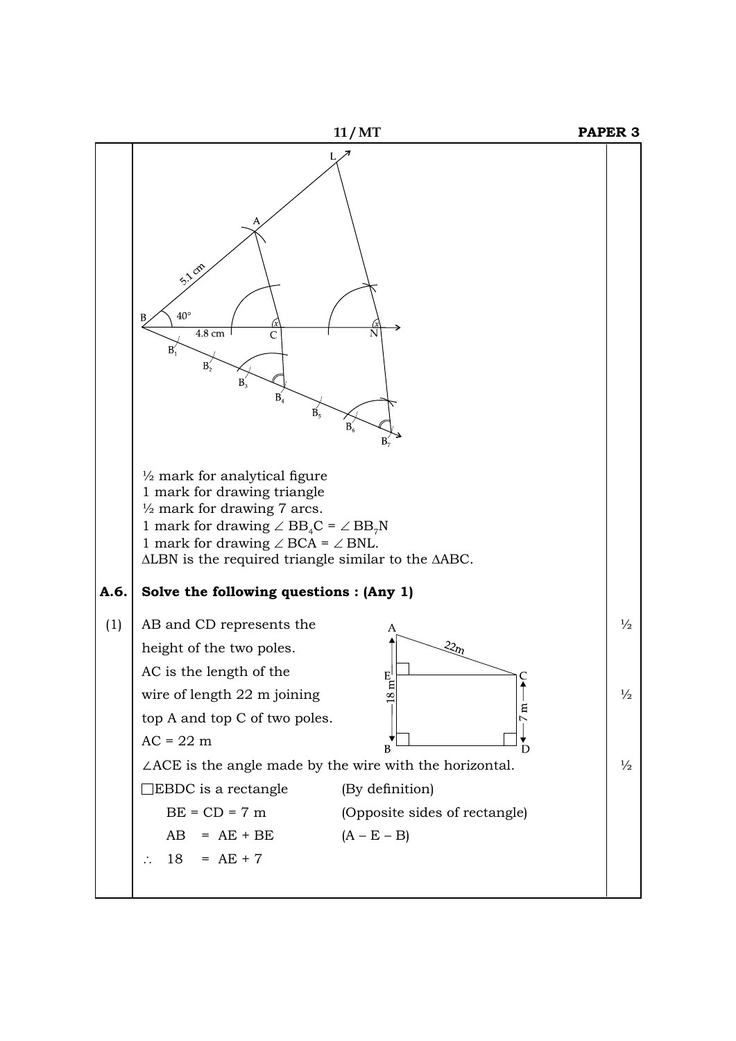½ mark for analytical figure
1 mark for drawing triangle
½ mark for drawing 7 arcs.
1 mark for drawing $\angle BB_4C = \angle BB_7N$
1 mark for drawing $\angle BCA = \angle BNL$.
$\Delta LBN$ is the required triangle similar to the $\Delta ABC$.

**A.6. Solve the following questions : (Any 1)**

(1) AB and CD represents the height of the two poles. ½

AC is the length of the wire of length 22 m joining top A and top C of two poles. ½

AC = 22 m

$\angle ACE$ is the angle made by the wire with the horizontal. ½

$\square$EBDC is a rectangle (By definition)

BE = CD = 7 m (Opposite sides of rectangle)

AB = AE + BE (A – E – B)

$\therefore$ 18 = AE + 7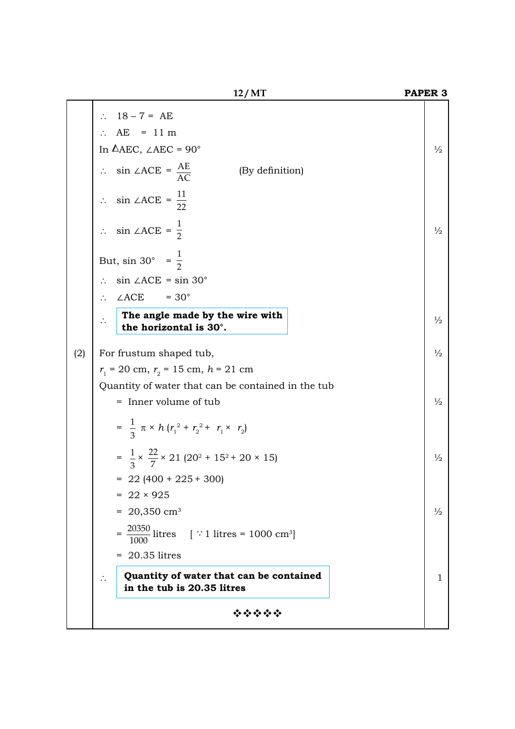$\therefore$ 18 – 7 = AE

$\therefore$ AE = 11 m

In $\triangle$AEC, $\angle$AEC = 90° ½

$\therefore$ $\sin \angle ACE = \dfrac{AE}{AC}$ (By definition)

$\therefore$ $\sin \angle ACE = \dfrac{11}{22}$

$\therefore$ $\sin \angle ACE = \dfrac{1}{2}$ ½

But, $\sin 30° = \dfrac{1}{2}$

$\therefore$ $\sin \angle ACE = \sin 30°$

$\therefore$ $\angle ACE = 30°$

$\therefore$ **The angle made by the wire with the horizontal is 30°.** ½

(2) For frustum shaped tub, ½

$r_1 = 20$ cm, $r_2 = 15$ cm, $h = 21$ cm

Quantity of water that can be contained in the tub

= Inner volume of tub ½

$= \dfrac{1}{3} \pi \times h \, (r_1^2 + r_2^2 + r_1 \times r_2)$

$= \dfrac{1}{3} \times \dfrac{22}{7} \times 21 \, (20^2 + 15^2 + 20 \times 15)$ ½

= 22 (400 + 225 + 300)

= 22 × 925

= 20,350 $cm^3$ ½

$= \dfrac{20350}{1000}$ litres [ $\because$ 1 litres = 1000 $cm^3$]

= 20.35 litres

$\therefore$ **Quantity of water that can be contained in the tub is 20.35 litres** 1

❖❖❖❖❖